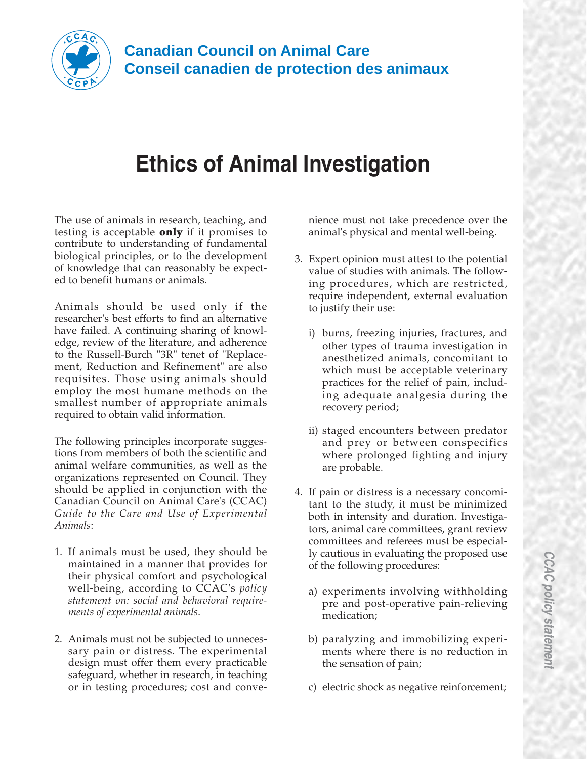**Canadian Council on Animal Care**
**Conseil canadien de protection des animaux**

# Ethics of Animal Investigation

The use of animals in research, teaching, and testing is acceptable **only** if it promises to contribute to understanding of fundamental biological principles, or to the development of knowledge that can reasonably be expected to benefit humans or animals.

Animals should be used only if the researcher's best efforts to find an alternative have failed. A continuing sharing of knowledge, review of the literature, and adherence to the Russell-Burch "3R" tenet of "Replacement, Reduction and Refinement" are also requisites. Those using animals should employ the most humane methods on the smallest number of appropriate animals required to obtain valid information.

The following principles incorporate suggestions from members of both the scientific and animal welfare communities, as well as the organizations represented on Council. They should be applied in conjunction with the Canadian Council on Animal Care's (CCAC) *Guide to the Care and Use of Experimental Animals*:

1. If animals must be used, they should be maintained in a manner that provides for their physical comfort and psychological well-being, according to CCAC's *policy statement on: social and behavioral requirements of experimental animals*.

2. Animals must not be subjected to unnecessary pain or distress. The experimental design must offer them every practicable safeguard, whether in research, in teaching or in testing procedures; cost and convenience must not take precedence over the animal's physical and mental well-being.

3. Expert opinion must attest to the potential value of studies with animals. The following procedures, which are restricted, require independent, external evaluation to justify their use:

   i) burns, freezing injuries, fractures, and other types of trauma investigation in anesthetized animals, concomitant to which must be acceptable veterinary practices for the relief of pain, including adequate analgesia during the recovery period;

   ii) staged encounters between predator and prey or between conspecifics where prolonged fighting and injury are probable.

4. If pain or distress is a necessary concomitant to the study, it must be minimized both in intensity and duration. Investigators, animal care committees, grant review committees and referees must be especially cautious in evaluating the proposed use of the following procedures:

   a) experiments involving withholding pre and post-operative pain-relieving medication;

   b) paralyzing and immobilizing experiments where there is no reduction in the sensation of pain;

   c) electric shock as negative reinforcement;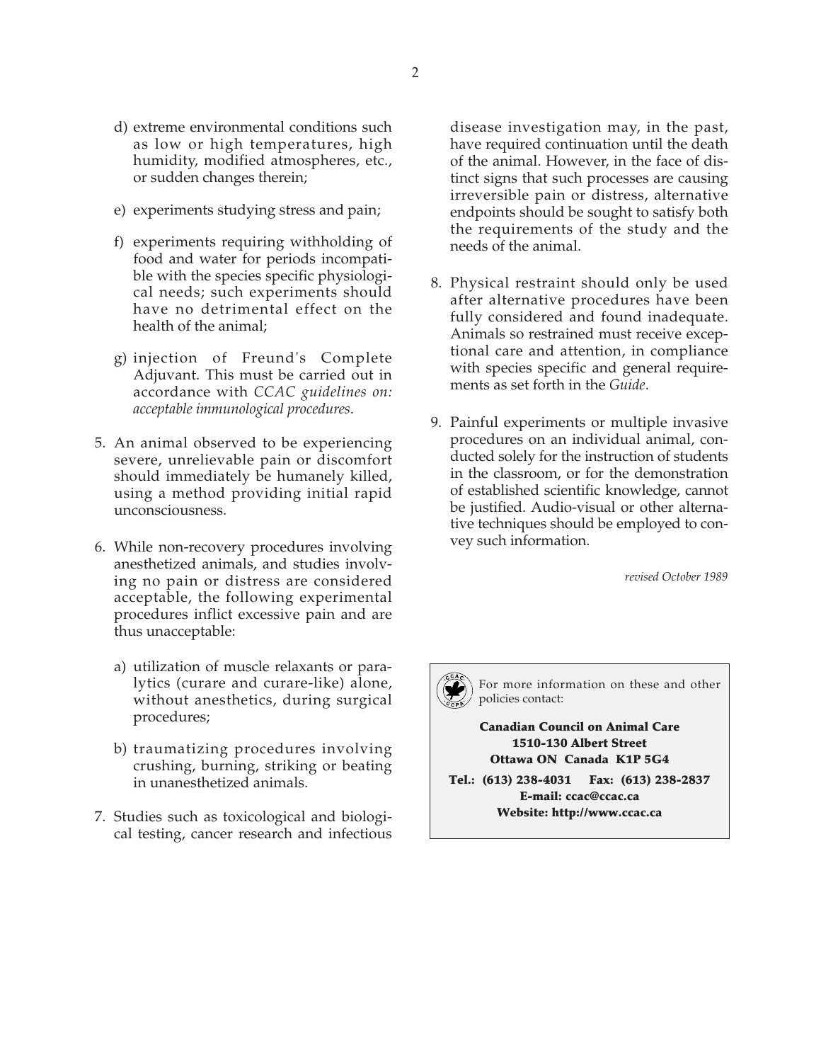d) extreme environmental conditions such as low or high temperatures, high humidity, modified atmospheres, etc., or sudden changes therein;

e) experiments studying stress and pain;

f) experiments requiring withholding of food and water for periods incompatible with the species specific physiological needs; such experiments should have no detrimental effect on the health of the animal;

g) injection of Freund's Complete Adjuvant. This must be carried out in accordance with *CCAC guidelines on: acceptable immunological procedures*.

5. An animal observed to be experiencing severe, unrelievable pain or discomfort should immediately be humanely killed, using a method providing initial rapid unconsciousness.

6. While non-recovery procedures involving anesthetized animals, and studies involving no pain or distress are considered acceptable, the following experimental procedures inflict excessive pain and are thus unacceptable:

   a) utilization of muscle relaxants or paralytics (curare and curare-like) alone, without anesthetics, during surgical procedures;

   b) traumatizing procedures involving crushing, burning, striking or beating in unanesthetized animals.

7. Studies such as toxicological and biological testing, cancer research and infectious disease investigation may, in the past, have required continuation until the death of the animal. However, in the face of distinct signs that such processes are causing irreversible pain or distress, alternative endpoints should be sought to satisfy both the requirements of the study and the needs of the animal.

8. Physical restraint should only be used after alternative procedures have been fully considered and found inadequate. Animals so restrained must receive exceptional care and attention, in compliance with species specific and general requirements as set forth in the *Guide*.

9. Painful experiments or multiple invasive procedures on an individual animal, conducted solely for the instruction of students in the classroom, or for the demonstration of established scientific knowledge, cannot be justified. Audio-visual or other alternative techniques should be employed to convey such information.

*revised October 1989*

For more information on these and other policies contact:

**Canadian Council on Animal Care**
**1510-130 Albert Street**
**Ottawa ON Canada K1P 5G4**
**Tel.: (613) 238-4031 Fax: (613) 238-2837**
**E-mail: ccac@ccac.ca**
**Website: http://www.ccac.ca**